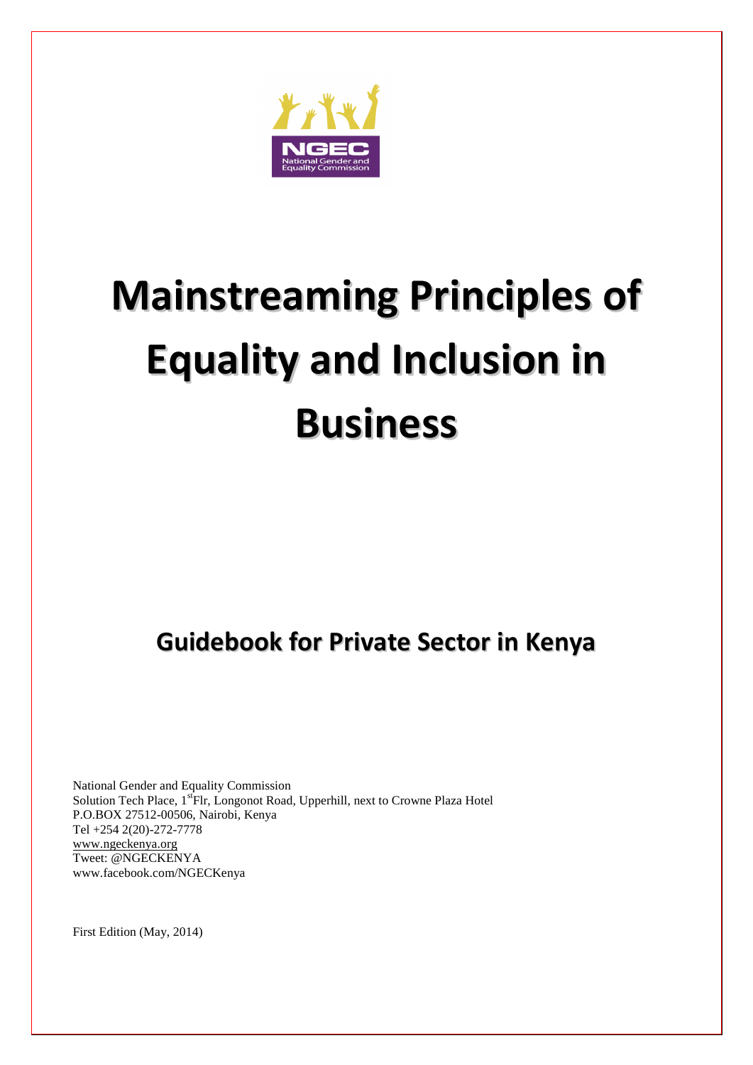NGEC
National Gender and Equality Commission

# Mainstreaming Principles of Equality and Inclusion in Business

## Guidebook for Private Sector in Kenya

National Gender and Equality Commission
Solution Tech Place, 1st Flr, Longonot Road, Upperhill, next to Crowne Plaza Hotel
P.O.BOX 27512-00506, Nairobi, Kenya
Tel +254 2(20)-272-7778
www.ngeckenya.org
Tweet: @NGECKENYA
www.facebook.com/NGECKenya

First Edition (May, 2014)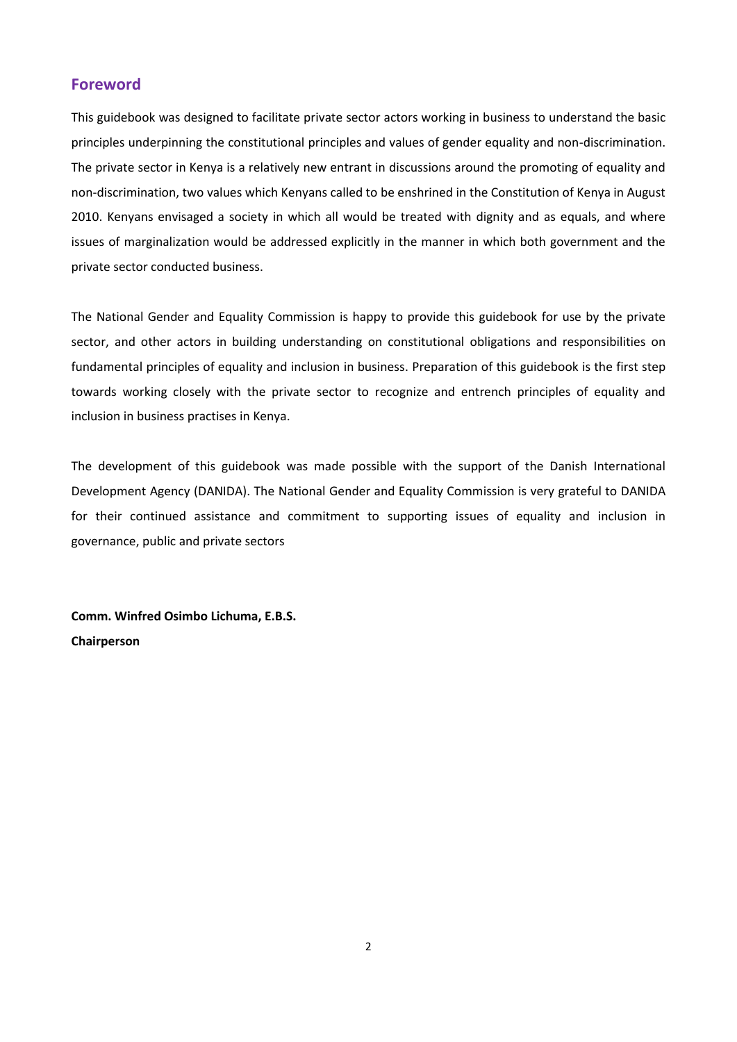## Foreword

This guidebook was designed to facilitate private sector actors working in business to understand the basic principles underpinning the constitutional principles and values of gender equality and non-discrimination. The private sector in Kenya is a relatively new entrant in discussions around the promoting of equality and non-discrimination, two values which Kenyans called to be enshrined in the Constitution of Kenya in August 2010. Kenyans envisaged a society in which all would be treated with dignity and as equals, and where issues of marginalization would be addressed explicitly in the manner in which both government and the private sector conducted business.

The National Gender and Equality Commission is happy to provide this guidebook for use by the private sector, and other actors in building understanding on constitutional obligations and responsibilities on fundamental principles of equality and inclusion in business. Preparation of this guidebook is the first step towards working closely with the private sector to recognize and entrench principles of equality and inclusion in business practises in Kenya.

The development of this guidebook was made possible with the support of the Danish International Development Agency (DANIDA). The National Gender and Equality Commission is very grateful to DANIDA for their continued assistance and commitment to supporting issues of equality and inclusion in governance, public and private sectors

**Comm. Winfred Osimbo Lichuma, E.B.S.**
**Chairperson**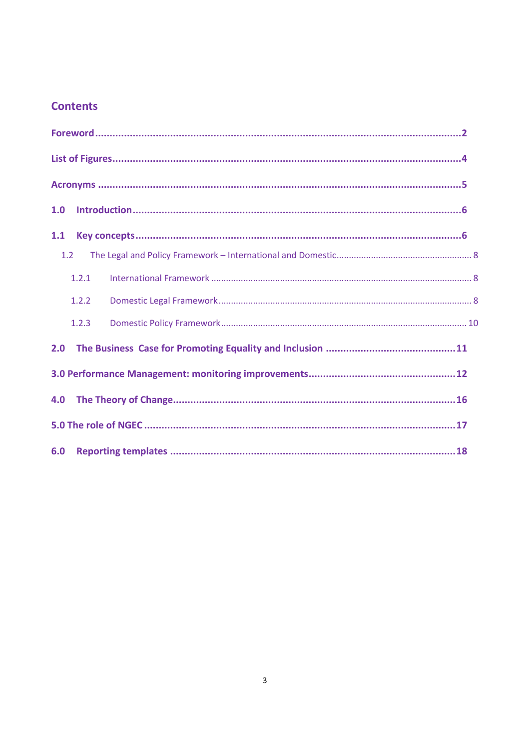## Contents

**Foreword** .......... **2**

**List of Figures** .......... **4**

**Acronyms** .......... **5**

**1.0 Introduction** .......... **6**

**1.1 Key concepts** .......... **6**

- 1.2 The Legal and Policy Framework – International and Domestic .......... 8
  - 1.2.1 International Framework .......... 8
  - 1.2.2 Domestic Legal Framework .......... 8
  - 1.2.3 Domestic Policy Framework .......... 10

**2.0 The Business Case for Promoting Equality and Inclusion** .......... **11**

**3.0 Performance Management: monitoring improvements** .......... **12**

**4.0 The Theory of Change** .......... **16**

**5.0 The role of NGEC** .......... **17**

**6.0 Reporting templates** .......... **18**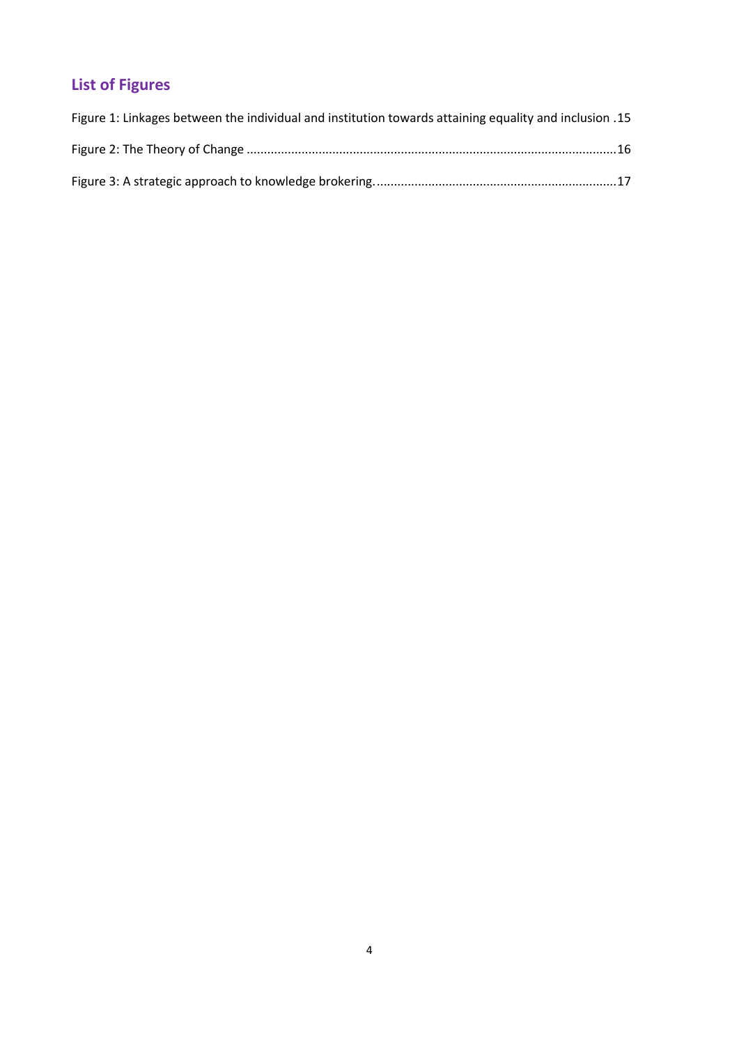## List of Figures

Figure 1: Linkages between the individual and institution towards attaining equality and inclusion .15

Figure 2: The Theory of Change ..........................................................................................................16

Figure 3: A strategic approach to knowledge brokering. .....................................................................17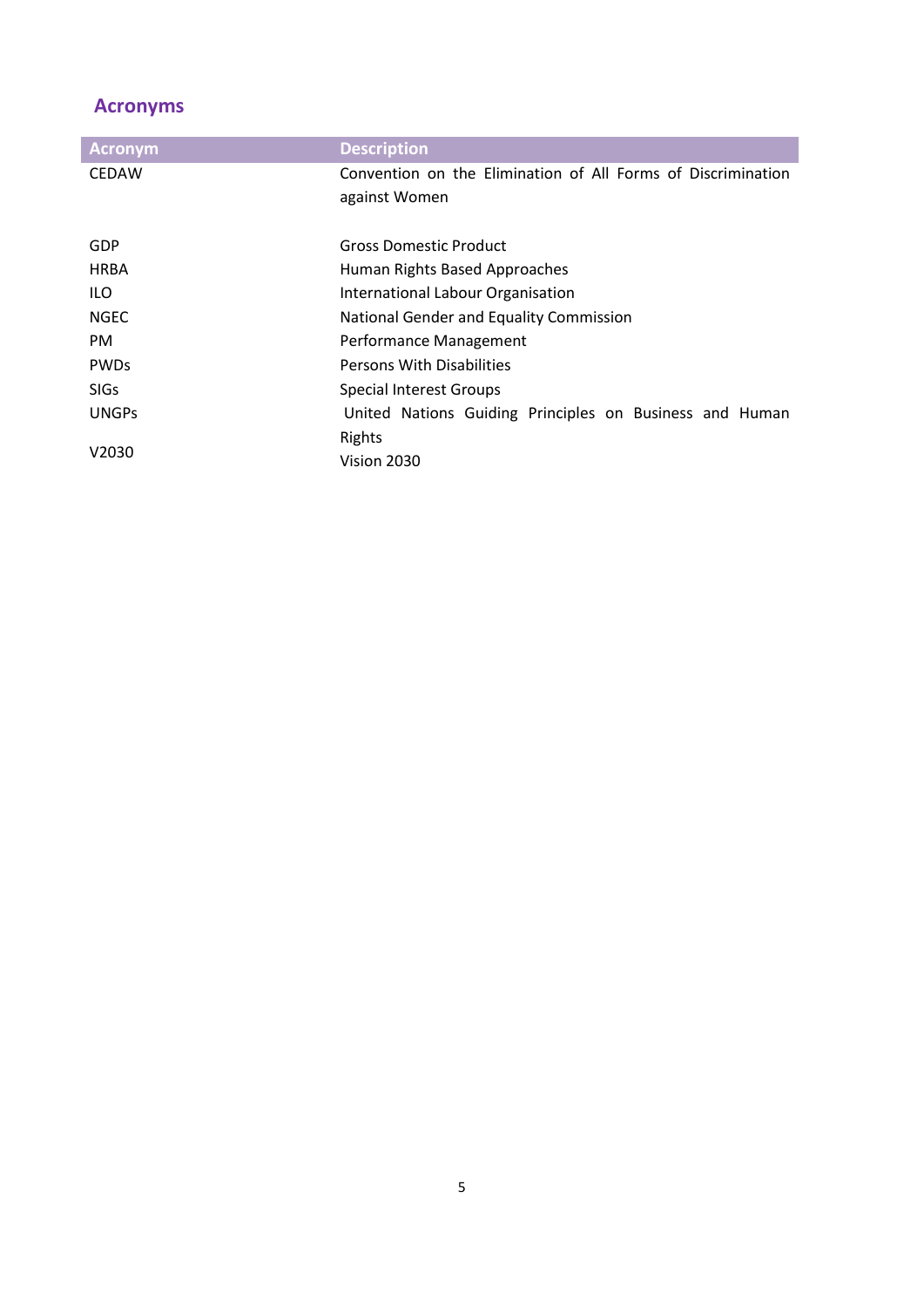## Acronyms

| Acronym | Description |
| --- | --- |
| CEDAW | Convention on the Elimination of All Forms of Discrimination against Women |
| GDP | Gross Domestic Product |
| HRBA | Human Rights Based Approaches |
| ILO | International Labour Organisation |
| NGEC | National Gender and Equality Commission |
| PM | Performance Management |
| PWDs | Persons With Disabilities |
| SIGs | Special Interest Groups |
| UNGPs | United Nations Guiding Principles on Business and Human Rights |
| V2030 | Vision 2030 |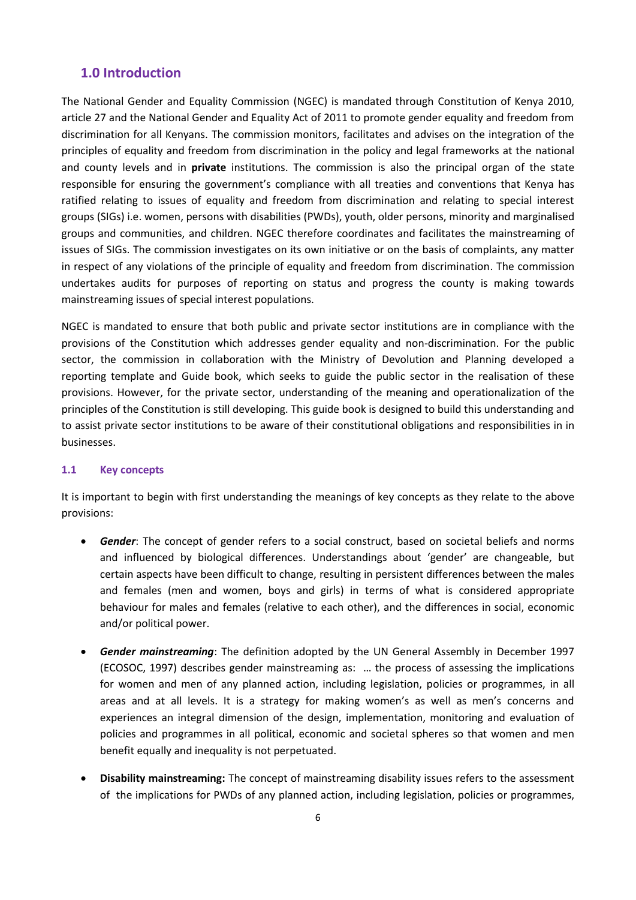## 1.0 Introduction

The National Gender and Equality Commission (NGEC) is mandated through Constitution of Kenya 2010, article 27 and the National Gender and Equality Act of 2011 to promote gender equality and freedom from discrimination for all Kenyans. The commission monitors, facilitates and advises on the integration of the principles of equality and freedom from discrimination in the policy and legal frameworks at the national and county levels and in **private** institutions. The commission is also the principal organ of the state responsible for ensuring the government's compliance with all treaties and conventions that Kenya has ratified relating to issues of equality and freedom from discrimination and relating to special interest groups (SIGs) i.e. women, persons with disabilities (PWDs), youth, older persons, minority and marginalised groups and communities, and children. NGEC therefore coordinates and facilitates the mainstreaming of issues of SIGs. The commission investigates on its own initiative or on the basis of complaints, any matter in respect of any violations of the principle of equality and freedom from discrimination. The commission undertakes audits for purposes of reporting on status and progress the county is making towards mainstreaming issues of special interest populations.

NGEC is mandated to ensure that both public and private sector institutions are in compliance with the provisions of the Constitution which addresses gender equality and non-discrimination. For the public sector, the commission in collaboration with the Ministry of Devolution and Planning developed a reporting template and Guide book, which seeks to guide the public sector in the realisation of these provisions. However, for the private sector, understanding of the meaning and operationalization of the principles of the Constitution is still developing. This guide book is designed to build this understanding and to assist private sector institutions to be aware of their constitutional obligations and responsibilities in in businesses.

### 1.1 Key concepts

It is important to begin with first understanding the meanings of key concepts as they relate to the above provisions:

- ***Gender***: The concept of gender refers to a social construct, based on societal beliefs and norms and influenced by biological differences. Understandings about 'gender' are changeable, but certain aspects have been difficult to change, resulting in persistent differences between the males and females (men and women, boys and girls) in terms of what is considered appropriate behaviour for males and females (relative to each other), and the differences in social, economic and/or political power.

- ***Gender mainstreaming***: The definition adopted by the UN General Assembly in December 1997 (ECOSOC, 1997) describes gender mainstreaming as: … the process of assessing the implications for women and men of any planned action, including legislation, policies or programmes, in all areas and at all levels. It is a strategy for making women's as well as men's concerns and experiences an integral dimension of the design, implementation, monitoring and evaluation of policies and programmes in all political, economic and societal spheres so that women and men benefit equally and inequality is not perpetuated.

- **Disability mainstreaming:** The concept of mainstreaming disability issues refers to the assessment of the implications for PWDs of any planned action, including legislation, policies or programmes,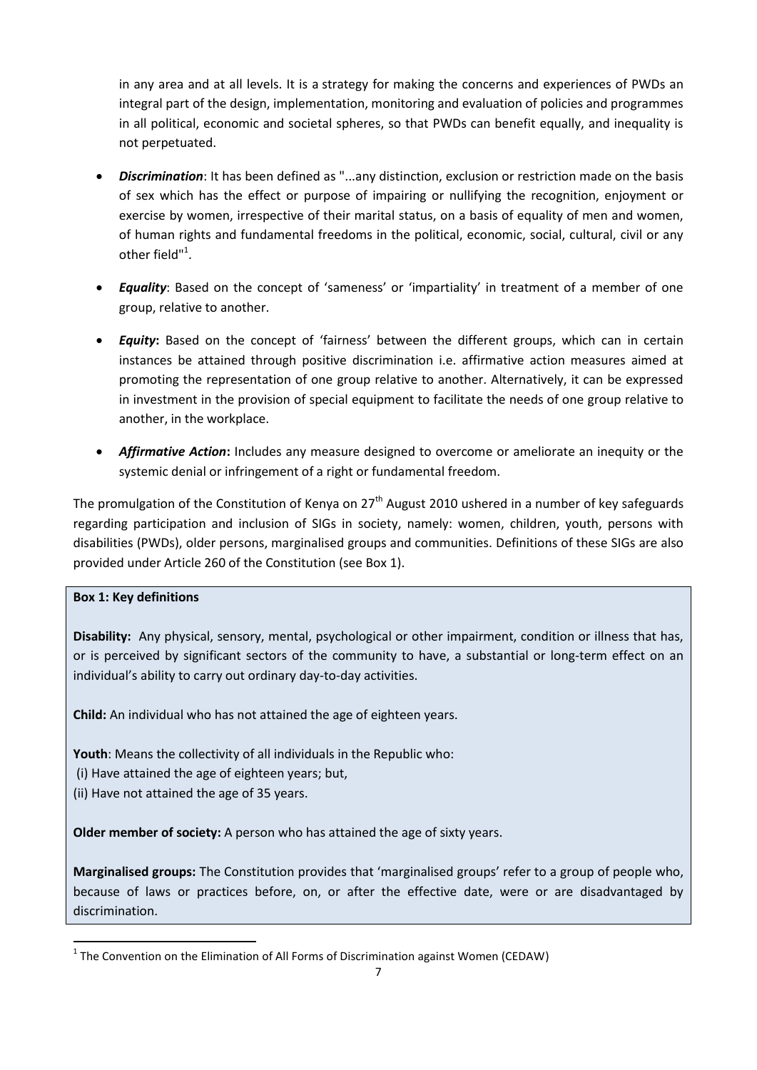in any area and at all levels. It is a strategy for making the concerns and experiences of PWDs an integral part of the design, implementation, monitoring and evaluation of policies and programmes in all political, economic and societal spheres, so that PWDs can benefit equally, and inequality is not perpetuated.

- ***Discrimination***: It has been defined as "...any distinction, exclusion or restriction made on the basis of sex which has the effect or purpose of impairing or nullifying the recognition, enjoyment or exercise by women, irrespective of their marital status, on a basis of equality of men and women, of human rights and fundamental freedoms in the political, economic, social, cultural, civil or any other field"[1].

- ***Equality***: Based on the concept of 'sameness' or 'impartiality' in treatment of a member of one group, relative to another.

- ***Equity*****:** Based on the concept of 'fairness' between the different groups, which can in certain instances be attained through positive discrimination i.e. affirmative action measures aimed at promoting the representation of one group relative to another. Alternatively, it can be expressed in investment in the provision of special equipment to facilitate the needs of one group relative to another, in the workplace.

- ***Affirmative Action*****:** Includes any measure designed to overcome or ameliorate an inequity or the systemic denial or infringement of a right or fundamental freedom.

The promulgation of the Constitution of Kenya on 27th August 2010 ushered in a number of key safeguards regarding participation and inclusion of SIGs in society, namely: women, children, youth, persons with disabilities (PWDs), older persons, marginalised groups and communities. Definitions of these SIGs are also provided under Article 260 of the Constitution (see Box 1).

**Box 1: Key definitions**

**Disability:** Any physical, sensory, mental, psychological or other impairment, condition or illness that has, or is perceived by significant sectors of the community to have, a substantial or long-term effect on an individual's ability to carry out ordinary day-to-day activities.

**Child:** An individual who has not attained the age of eighteen years.

**Youth**: Means the collectivity of all individuals in the Republic who:
(i) Have attained the age of eighteen years; but,
(ii) Have not attained the age of 35 years.

**Older member of society:** A person who has attained the age of sixty years.

**Marginalised groups:** The Constitution provides that 'marginalised groups' refer to a group of people who, because of laws or practices before, on, or after the effective date, were or are disadvantaged by discrimination.

[1] The Convention on the Elimination of All Forms of Discrimination against Women (CEDAW)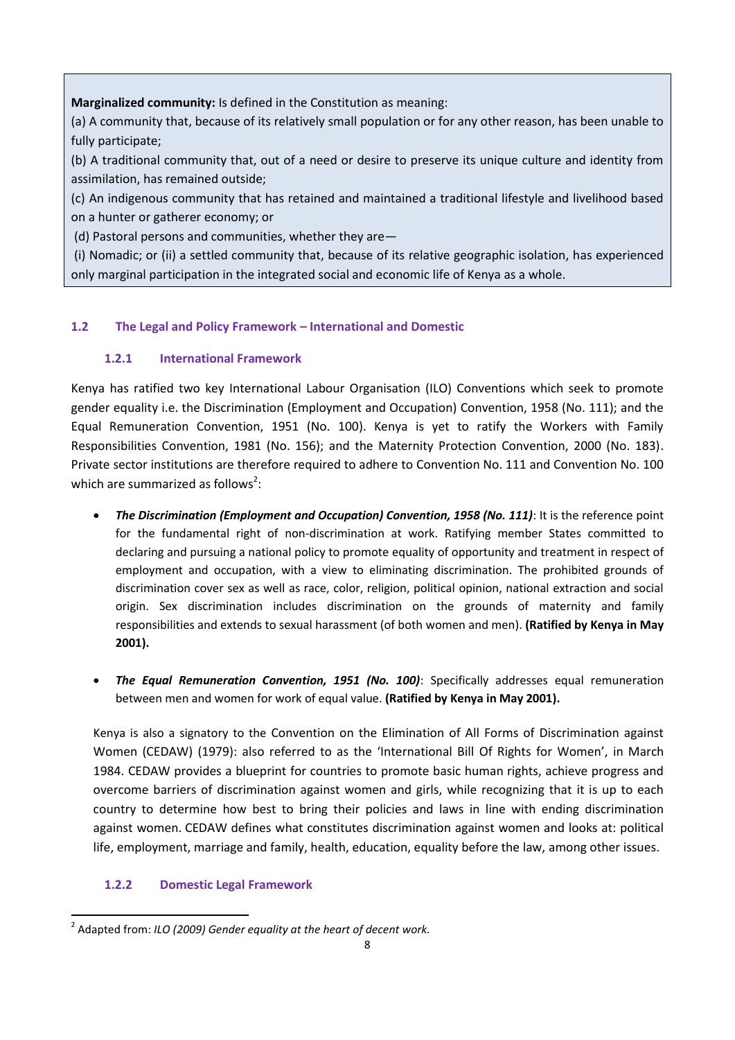**Marginalized community:** Is defined in the Constitution as meaning:

(a) A community that, because of its relatively small population or for any other reason, has been unable to fully participate;

(b) A traditional community that, out of a need or desire to preserve its unique culture and identity from assimilation, has remained outside;

(c) An indigenous community that has retained and maintained a traditional lifestyle and livelihood based on a hunter or gatherer economy; or

(d) Pastoral persons and communities, whether they are—

(i) Nomadic; or (ii) a settled community that, because of its relative geographic isolation, has experienced only marginal participation in the integrated social and economic life of Kenya as a whole.

## 1.2 The Legal and Policy Framework – International and Domestic

### 1.2.1 International Framework

Kenya has ratified two key International Labour Organisation (ILO) Conventions which seek to promote gender equality i.e. the Discrimination (Employment and Occupation) Convention, 1958 (No. 111); and the Equal Remuneration Convention, 1951 (No. 100). Kenya is yet to ratify the Workers with Family Responsibilities Convention, 1981 (No. 156); and the Maternity Protection Convention, 2000 (No. 183). Private sector institutions are therefore required to adhere to Convention No. 111 and Convention No. 100 which are summarized as follows[2]:

- ***The Discrimination (Employment and Occupation) Convention, 1958 (No. 111)***: It is the reference point for the fundamental right of non-discrimination at work. Ratifying member States committed to declaring and pursuing a national policy to promote equality of opportunity and treatment in respect of employment and occupation, with a view to eliminating discrimination. The prohibited grounds of discrimination cover sex as well as race, color, religion, political opinion, national extraction and social origin. Sex discrimination includes discrimination on the grounds of maternity and family responsibilities and extends to sexual harassment (of both women and men). **(Ratified by Kenya in May 2001).**

- ***The Equal Remuneration Convention, 1951 (No. 100)***: Specifically addresses equal remuneration between men and women for work of equal value. **(Ratified by Kenya in May 2001).**

Kenya is also a signatory to the Convention on the Elimination of All Forms of Discrimination against Women (CEDAW) (1979): also referred to as the 'International Bill Of Rights for Women', in March 1984. CEDAW provides a blueprint for countries to promote basic human rights, achieve progress and overcome barriers of discrimination against women and girls, while recognizing that it is up to each country to determine how best to bring their policies and laws in line with ending discrimination against women. CEDAW defines what constitutes discrimination against women and looks at: political life, employment, marriage and family, health, education, equality before the law, among other issues.

### 1.2.2 Domestic Legal Framework

[2] Adapted from: *ILO (2009) Gender equality at the heart of decent work.*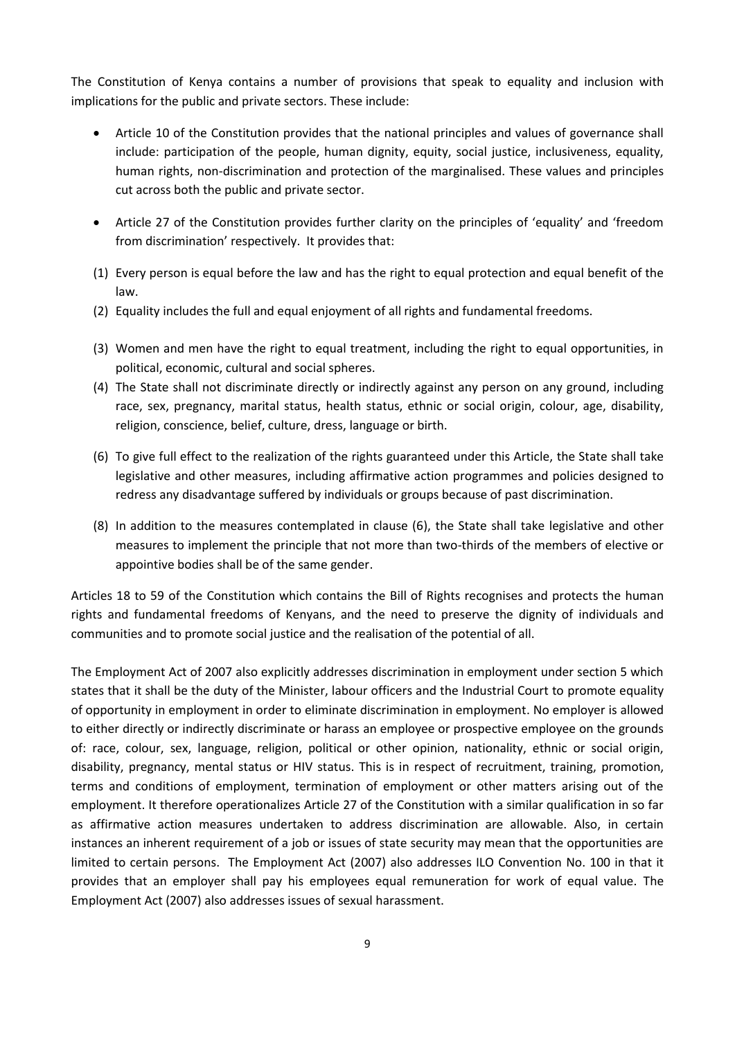The Constitution of Kenya contains a number of provisions that speak to equality and inclusion with implications for the public and private sectors. These include:

- Article 10 of the Constitution provides that the national principles and values of governance shall include: participation of the people, human dignity, equity, social justice, inclusiveness, equality, human rights, non-discrimination and protection of the marginalised. These values and principles cut across both the public and private sector.

- Article 27 of the Constitution provides further clarity on the principles of 'equality' and 'freedom from discrimination' respectively. It provides that:

(1) Every person is equal before the law and has the right to equal protection and equal benefit of the law.

(2) Equality includes the full and equal enjoyment of all rights and fundamental freedoms.

(3) Women and men have the right to equal treatment, including the right to equal opportunities, in political, economic, cultural and social spheres.

(4) The State shall not discriminate directly or indirectly against any person on any ground, including race, sex, pregnancy, marital status, health status, ethnic or social origin, colour, age, disability, religion, conscience, belief, culture, dress, language or birth.

(6) To give full effect to the realization of the rights guaranteed under this Article, the State shall take legislative and other measures, including affirmative action programmes and policies designed to redress any disadvantage suffered by individuals or groups because of past discrimination.

(8) In addition to the measures contemplated in clause (6), the State shall take legislative and other measures to implement the principle that not more than two-thirds of the members of elective or appointive bodies shall be of the same gender.

Articles 18 to 59 of the Constitution which contains the Bill of Rights recognises and protects the human rights and fundamental freedoms of Kenyans, and the need to preserve the dignity of individuals and communities and to promote social justice and the realisation of the potential of all.

The Employment Act of 2007 also explicitly addresses discrimination in employment under section 5 which states that it shall be the duty of the Minister, labour officers and the Industrial Court to promote equality of opportunity in employment in order to eliminate discrimination in employment. No employer is allowed to either directly or indirectly discriminate or harass an employee or prospective employee on the grounds of: race, colour, sex, language, religion, political or other opinion, nationality, ethnic or social origin, disability, pregnancy, mental status or HIV status. This is in respect of recruitment, training, promotion, terms and conditions of employment, termination of employment or other matters arising out of the employment. It therefore operationalizes Article 27 of the Constitution with a similar qualification in so far as affirmative action measures undertaken to address discrimination are allowable. Also, in certain instances an inherent requirement of a job or issues of state security may mean that the opportunities are limited to certain persons. The Employment Act (2007) also addresses ILO Convention No. 100 in that it provides that an employer shall pay his employees equal remuneration for work of equal value. The Employment Act (2007) also addresses issues of sexual harassment.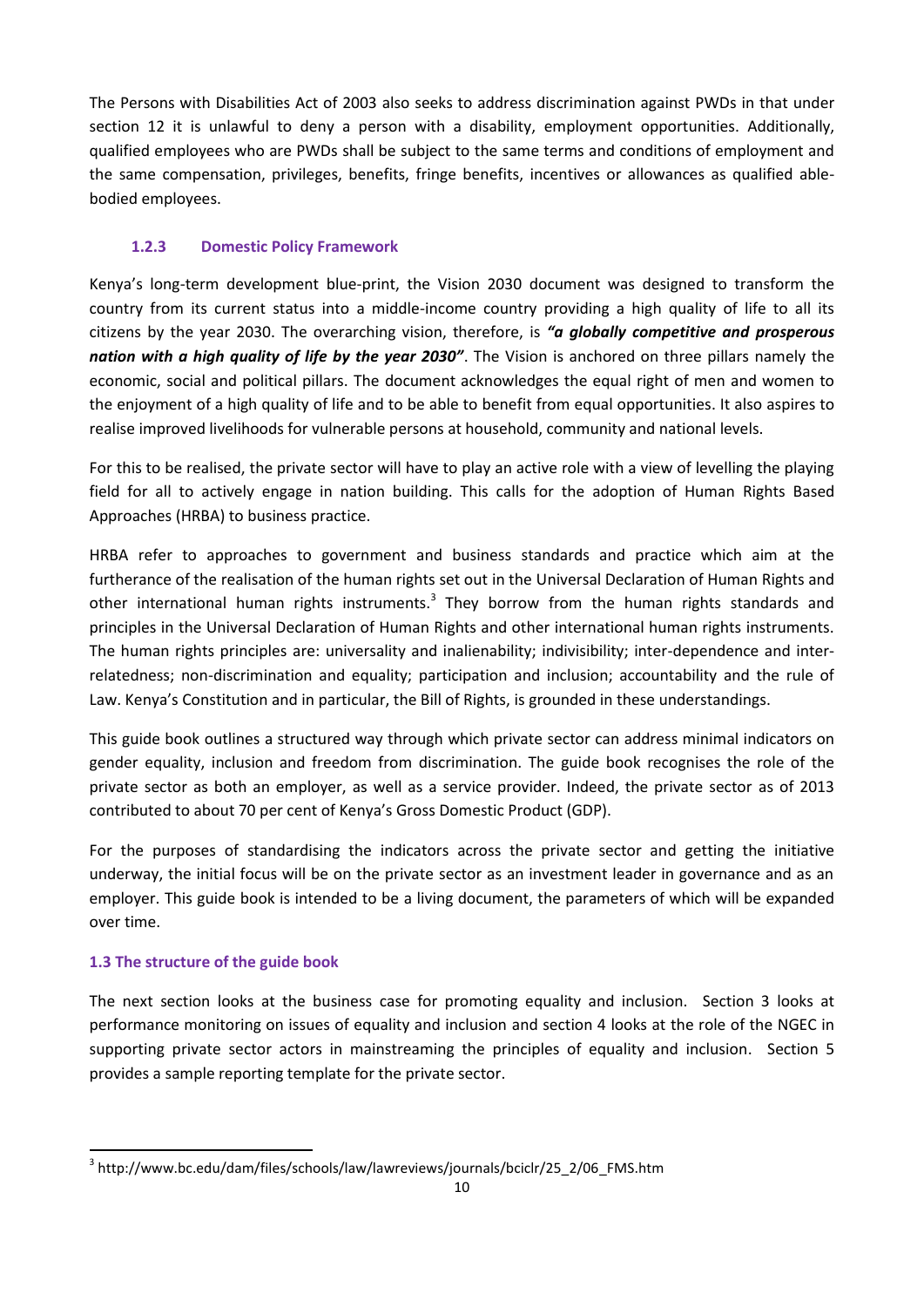The Persons with Disabilities Act of 2003 also seeks to address discrimination against PWDs in that under section 12 it is unlawful to deny a person with a disability, employment opportunities. Additionally, qualified employees who are PWDs shall be subject to the same terms and conditions of employment and the same compensation, privileges, benefits, fringe benefits, incentives or allowances as qualified able-bodied employees.

### 1.2.3 Domestic Policy Framework

Kenya's long-term development blue-print, the Vision 2030 document was designed to transform the country from its current status into a middle-income country providing a high quality of life to all its citizens by the year 2030. The overarching vision, therefore, is ***"a globally competitive and prosperous nation with a high quality of life by the year 2030"***. The Vision is anchored on three pillars namely the economic, social and political pillars. The document acknowledges the equal right of men and women to the enjoyment of a high quality of life and to be able to benefit from equal opportunities. It also aspires to realise improved livelihoods for vulnerable persons at household, community and national levels.

For this to be realised, the private sector will have to play an active role with a view of levelling the playing field for all to actively engage in nation building. This calls for the adoption of Human Rights Based Approaches (HRBA) to business practice.

HRBA refer to approaches to government and business standards and practice which aim at the furtherance of the realisation of the human rights set out in the Universal Declaration of Human Rights and other international human rights instruments.[3] They borrow from the human rights standards and principles in the Universal Declaration of Human Rights and other international human rights instruments. The human rights principles are: universality and inalienability; indivisibility; inter-dependence and inter-relatedness; non-discrimination and equality; participation and inclusion; accountability and the rule of Law. Kenya's Constitution and in particular, the Bill of Rights, is grounded in these understandings.

This guide book outlines a structured way through which private sector can address minimal indicators on gender equality, inclusion and freedom from discrimination. The guide book recognises the role of the private sector as both an employer, as well as a service provider. Indeed, the private sector as of 2013 contributed to about 70 per cent of Kenya's Gross Domestic Product (GDP).

For the purposes of standardising the indicators across the private sector and getting the initiative underway, the initial focus will be on the private sector as an investment leader in governance and as an employer. This guide book is intended to be a living document, the parameters of which will be expanded over time.

## 1.3 The structure of the guide book

The next section looks at the business case for promoting equality and inclusion. Section 3 looks at performance monitoring on issues of equality and inclusion and section 4 looks at the role of the NGEC in supporting private sector actors in mainstreaming the principles of equality and inclusion. Section 5 provides a sample reporting template for the private sector.

---

[3] http://www.bc.edu/dam/files/schools/law/lawreviews/journals/bciclr/25_2/06_FMS.htm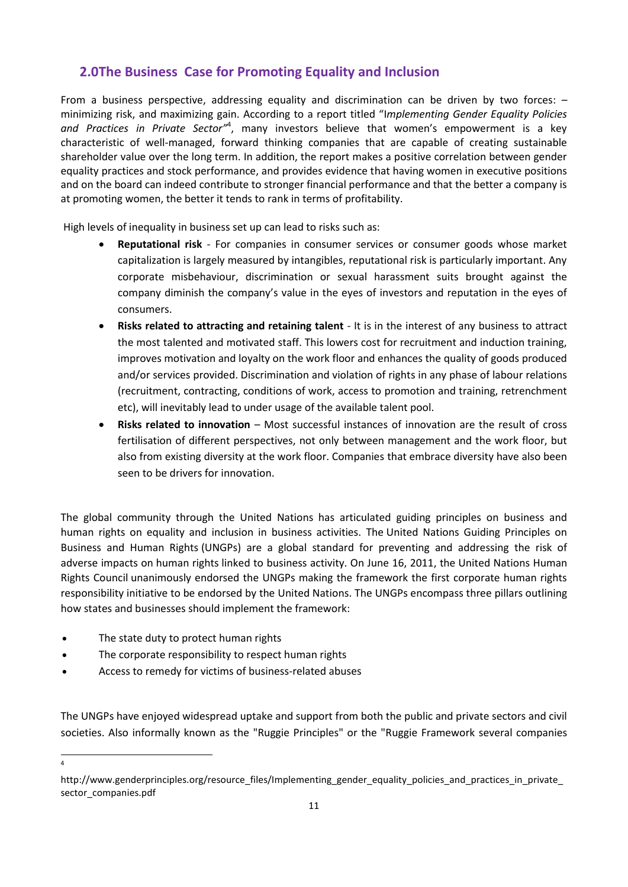## 2.0The Business Case for Promoting Equality and Inclusion

From a business perspective, addressing equality and discrimination can be driven by two forces: – minimizing risk, and maximizing gain. According to a report titled "I*mplementing Gender Equality Policies and Practices in Private Sector"*[4], many investors believe that women's empowerment is a key characteristic of well-managed, forward thinking companies that are capable of creating sustainable shareholder value over the long term. In addition, the report makes a positive correlation between gender equality practices and stock performance, and provides evidence that having women in executive positions and on the board can indeed contribute to stronger financial performance and that the better a company is at promoting women, the better it tends to rank in terms of profitability.

High levels of inequality in business set up can lead to risks such as:

- **Reputational risk** - For companies in consumer services or consumer goods whose market capitalization is largely measured by intangibles, reputational risk is particularly important. Any corporate misbehaviour, discrimination or sexual harassment suits brought against the company diminish the company's value in the eyes of investors and reputation in the eyes of consumers.
- **Risks related to attracting and retaining talent** - It is in the interest of any business to attract the most talented and motivated staff. This lowers cost for recruitment and induction training, improves motivation and loyalty on the work floor and enhances the quality of goods produced and/or services provided. Discrimination and violation of rights in any phase of labour relations (recruitment, contracting, conditions of work, access to promotion and training, retrenchment etc), will inevitably lead to under usage of the available talent pool.
- **Risks related to innovation** – Most successful instances of innovation are the result of cross fertilisation of different perspectives, not only between management and the work floor, but also from existing diversity at the work floor. Companies that embrace diversity have also been seen to be drivers for innovation.

The global community through the United Nations has articulated guiding principles on business and human rights on equality and inclusion in business activities. The United Nations Guiding Principles on Business and Human Rights (UNGPs) are a global standard for preventing and addressing the risk of adverse impacts on human rights linked to business activity. On June 16, 2011, the United Nations Human Rights Council unanimously endorsed the UNGPs making the framework the first corporate human rights responsibility initiative to be endorsed by the United Nations. The UNGPs encompass three pillars outlining how states and businesses should implement the framework:

- The state duty to protect human rights
- The corporate responsibility to respect human rights
- Access to remedy for victims of business-related abuses

The UNGPs have enjoyed widespread uptake and support from both the public and private sectors and civil societies. Also informally known as the "Ruggie Principles" or the "Ruggie Framework several companies

---

[4] http://www.genderprinciples.org/resource_files/Implementing_gender_equality_policies_and_practices_in_private_sector_companies.pdf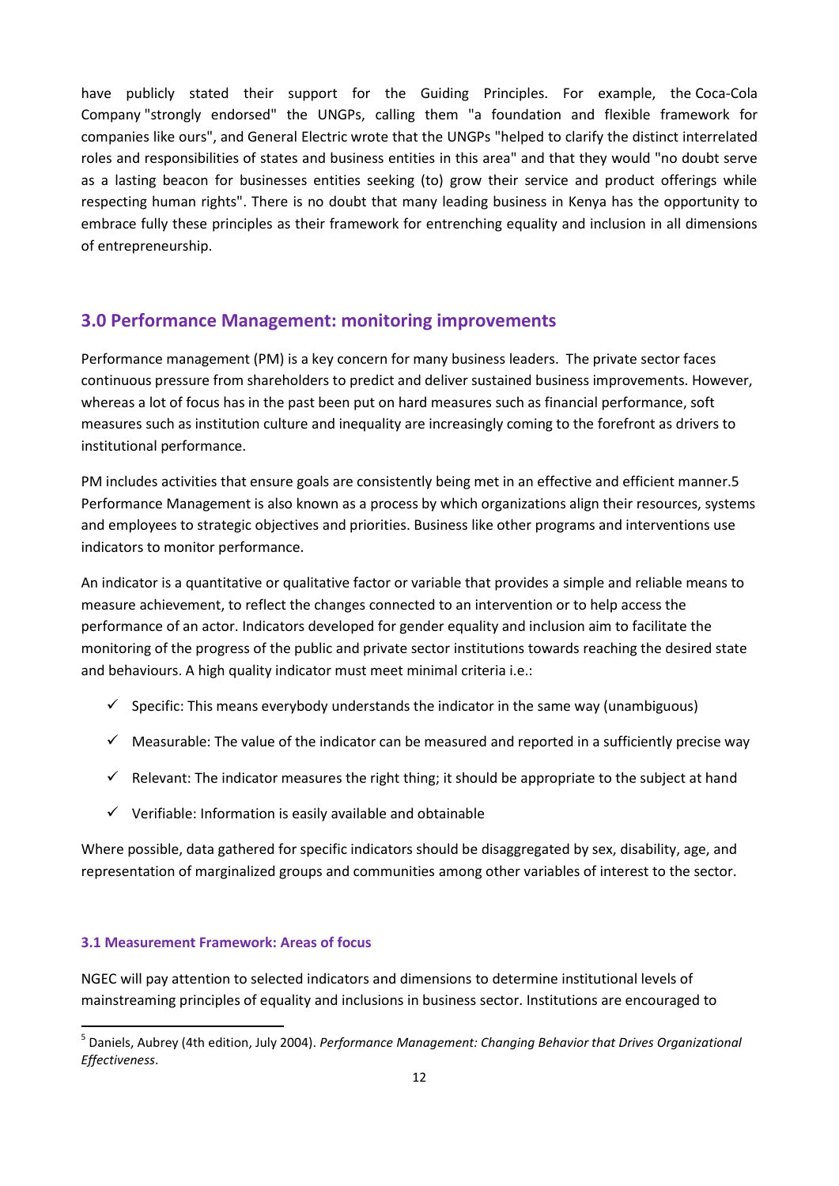have publicly stated their support for the Guiding Principles. For example, the Coca-Cola Company "strongly endorsed" the UNGPs, calling them "a foundation and flexible framework for companies like ours", and General Electric wrote that the UNGPs "helped to clarify the distinct interrelated roles and responsibilities of states and business entities in this area" and that they would "no doubt serve as a lasting beacon for businesses entities seeking (to) grow their service and product offerings while respecting human rights". There is no doubt that many leading business in Kenya has the opportunity to embrace fully these principles as their framework for entrenching equality and inclusion in all dimensions of entrepreneurship.

## 3.0 Performance Management: monitoring improvements

Performance management (PM) is a key concern for many business leaders. The private sector faces continuous pressure from shareholders to predict and deliver sustained business improvements. However, whereas a lot of focus has in the past been put on hard measures such as financial performance, soft measures such as institution culture and inequality are increasingly coming to the forefront as drivers to institutional performance.

PM includes activities that ensure goals are consistently being met in an effective and efficient manner.[5] Performance Management is also known as a process by which organizations align their resources, systems and employees to strategic objectives and priorities. Business like other programs and interventions use indicators to monitor performance.

An indicator is a quantitative or qualitative factor or variable that provides a simple and reliable means to measure achievement, to reflect the changes connected to an intervention or to help access the performance of an actor. Indicators developed for gender equality and inclusion aim to facilitate the monitoring of the progress of the public and private sector institutions towards reaching the desired state and behaviours. A high quality indicator must meet minimal criteria i.e.:

- ✓ Specific: This means everybody understands the indicator in the same way (unambiguous)
- ✓ Measurable: The value of the indicator can be measured and reported in a sufficiently precise way
- ✓ Relevant: The indicator measures the right thing; it should be appropriate to the subject at hand
- ✓ Verifiable: Information is easily available and obtainable

Where possible, data gathered for specific indicators should be disaggregated by sex, disability, age, and representation of marginalized groups and communities among other variables of interest to the sector.

### 3.1 Measurement Framework: Areas of focus

NGEC will pay attention to selected indicators and dimensions to determine institutional levels of mainstreaming principles of equality and inclusions in business sector. Institutions are encouraged to

[5] Daniels, Aubrey (4th edition, July 2004). *Performance Management: Changing Behavior that Drives Organizational Effectiveness*.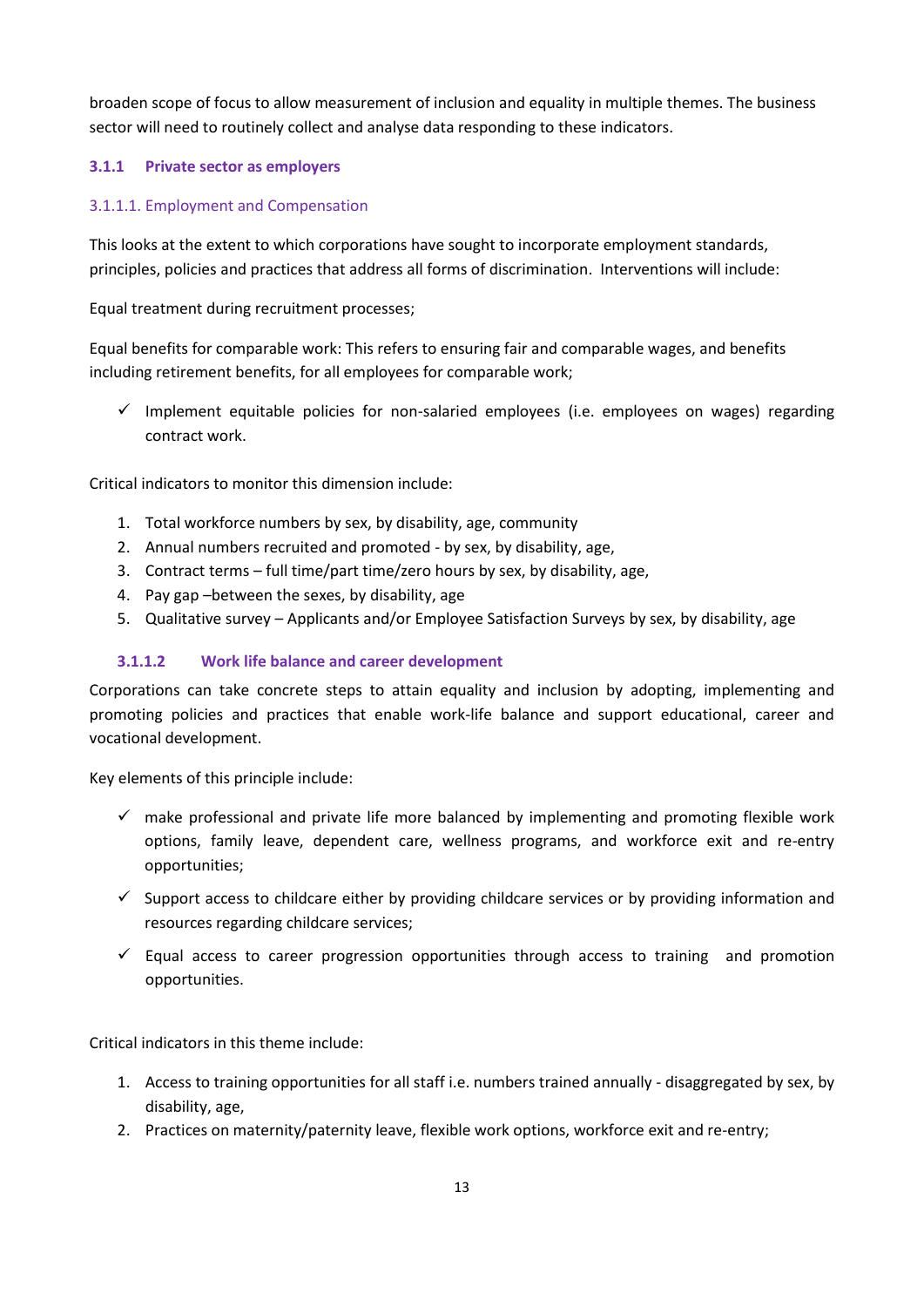broaden scope of focus to allow measurement of inclusion and equality in multiple themes. The business sector will need to routinely collect and analyse data responding to these indicators.

### 3.1.1 Private sector as employers

#### 3.1.1.1. Employment and Compensation

This looks at the extent to which corporations have sought to incorporate employment standards, principles, policies and practices that address all forms of discrimination. Interventions will include:

Equal treatment during recruitment processes;

Equal benefits for comparable work: This refers to ensuring fair and comparable wages, and benefits including retirement benefits, for all employees for comparable work;

- ✓ Implement equitable policies for non-salaried employees (i.e. employees on wages) regarding contract work.

Critical indicators to monitor this dimension include:

1. Total workforce numbers by sex, by disability, age, community
2. Annual numbers recruited and promoted - by sex, by disability, age,
3. Contract terms – full time/part time/zero hours by sex, by disability, age,
4. Pay gap –between the sexes, by disability, age
5. Qualitative survey – Applicants and/or Employee Satisfaction Surveys by sex, by disability, age

#### 3.1.1.2 Work life balance and career development

Corporations can take concrete steps to attain equality and inclusion by adopting, implementing and promoting policies and practices that enable work-life balance and support educational, career and vocational development.

Key elements of this principle include:

- ✓ make professional and private life more balanced by implementing and promoting flexible work options, family leave, dependent care, wellness programs, and workforce exit and re-entry opportunities;
- ✓ Support access to childcare either by providing childcare services or by providing information and resources regarding childcare services;
- ✓ Equal access to career progression opportunities through access to training and promotion opportunities.

Critical indicators in this theme include:

1. Access to training opportunities for all staff i.e. numbers trained annually - disaggregated by sex, by disability, age,
2. Practices on maternity/paternity leave, flexible work options, workforce exit and re-entry;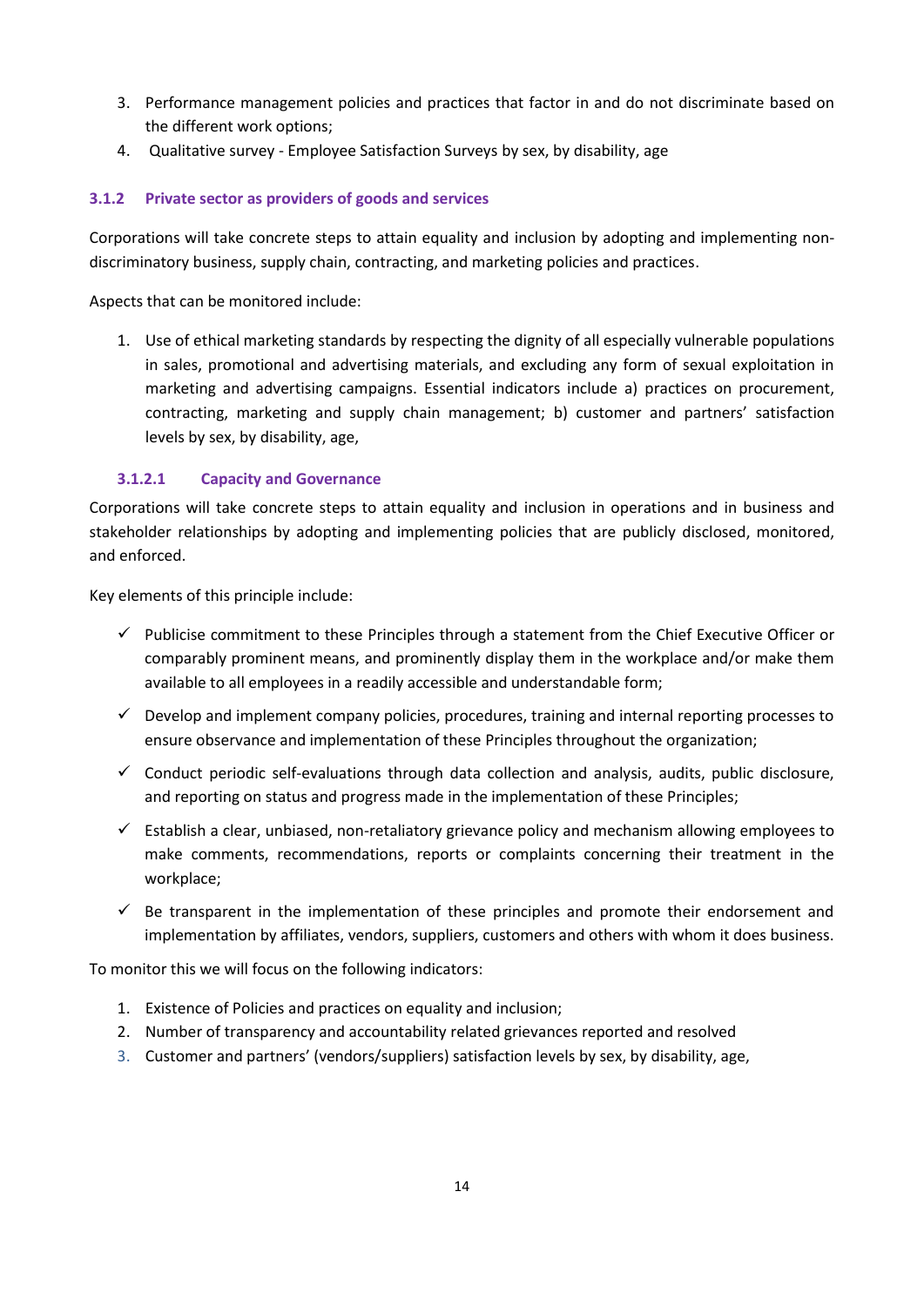3. Performance management policies and practices that factor in and do not discriminate based on the different work options;
4. Qualitative survey - Employee Satisfaction Surveys by sex, by disability, age

### 3.1.2 Private sector as providers of goods and services

Corporations will take concrete steps to attain equality and inclusion by adopting and implementing non-discriminatory business, supply chain, contracting, and marketing policies and practices.

Aspects that can be monitored include:

1. Use of ethical marketing standards by respecting the dignity of all especially vulnerable populations in sales, promotional and advertising materials, and excluding any form of sexual exploitation in marketing and advertising campaigns. Essential indicators include a) practices on procurement, contracting, marketing and supply chain management; b) customer and partners' satisfaction levels by sex, by disability, age,

#### 3.1.2.1 Capacity and Governance

Corporations will take concrete steps to attain equality and inclusion in operations and in business and stakeholder relationships by adopting and implementing policies that are publicly disclosed, monitored, and enforced.

Key elements of this principle include:

- ✓ Publicise commitment to these Principles through a statement from the Chief Executive Officer or comparably prominent means, and prominently display them in the workplace and/or make them available to all employees in a readily accessible and understandable form;
- ✓ Develop and implement company policies, procedures, training and internal reporting processes to ensure observance and implementation of these Principles throughout the organization;
- ✓ Conduct periodic self-evaluations through data collection and analysis, audits, public disclosure, and reporting on status and progress made in the implementation of these Principles;
- ✓ Establish a clear, unbiased, non-retaliatory grievance policy and mechanism allowing employees to make comments, recommendations, reports or complaints concerning their treatment in the workplace;
- ✓ Be transparent in the implementation of these principles and promote their endorsement and implementation by affiliates, vendors, suppliers, customers and others with whom it does business.

To monitor this we will focus on the following indicators:

1. Existence of Policies and practices on equality and inclusion;
2. Number of transparency and accountability related grievances reported and resolved
3. Customer and partners' (vendors/suppliers) satisfaction levels by sex, by disability, age,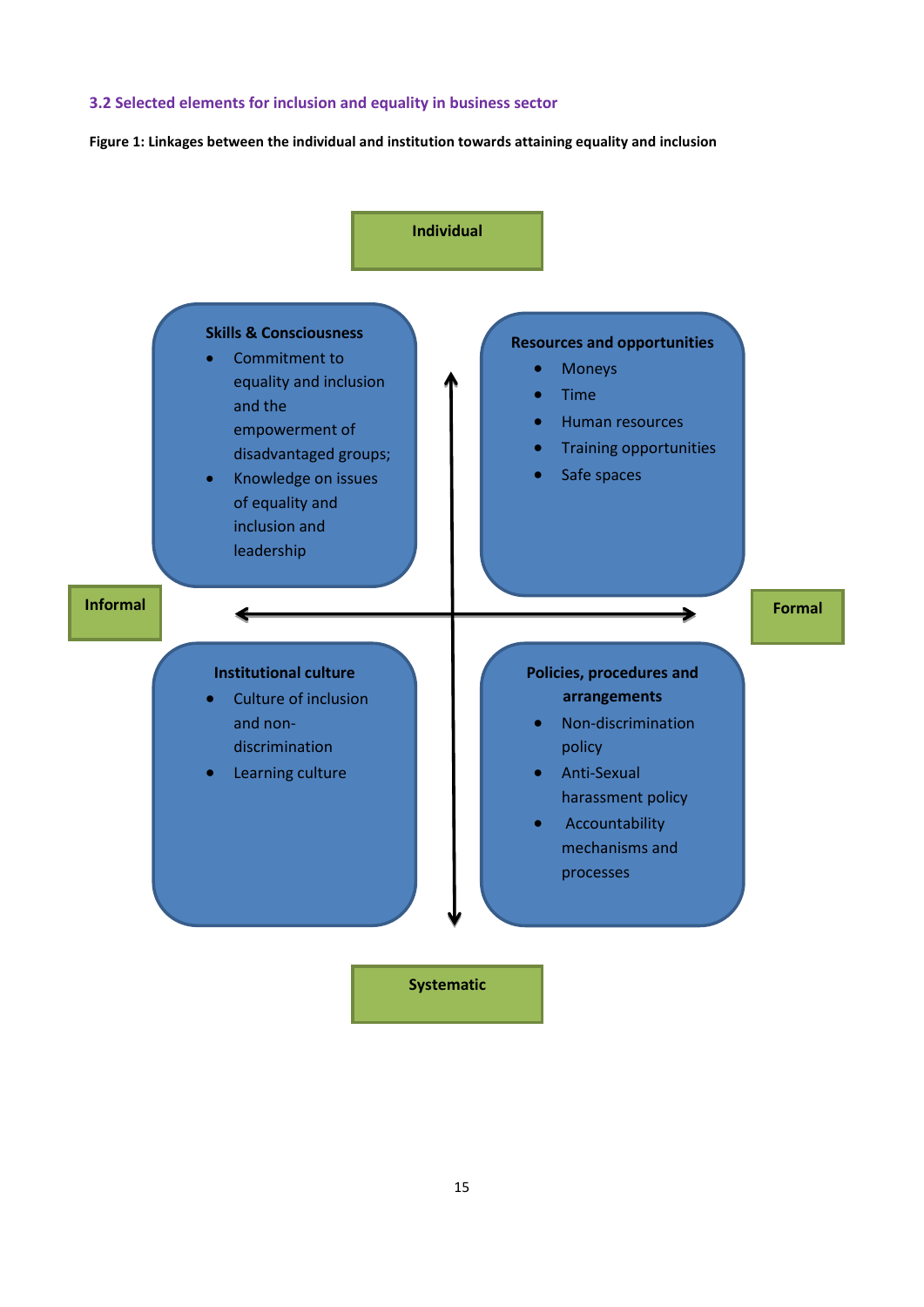### 3.2 Selected elements for inclusion and equality in business sector

**Figure 1: Linkages between the individual and institution towards attaining equality and inclusion**

**Individual**

**Skills & Consciousness**

- Commitment to equality and inclusion and the empowerment of disadvantaged groups;
- Knowledge on issues of equality and inclusion and leadership

**Resources and opportunities**

- Moneys
- Time
- Human resources
- Training opportunities
- Safe spaces

**Informal**

**Formal**

**Institutional culture**

- Culture of inclusion and non-discrimination
- Learning culture

**Policies, procedures and arrangements**

- Non-discrimination policy
- Anti-Sexual harassment policy
- Accountability mechanisms and processes

**Systematic**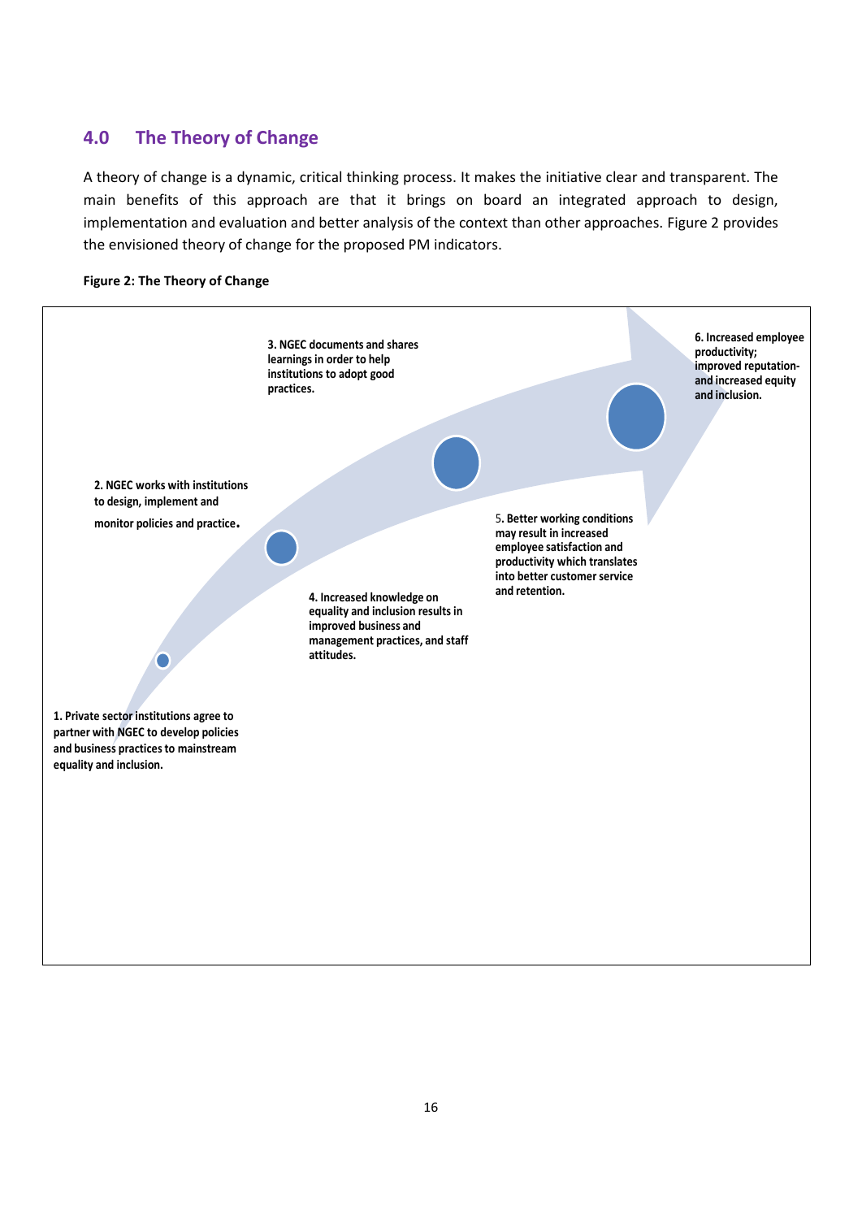## 4.0 The Theory of Change

A theory of change is a dynamic, critical thinking process. It makes the initiative clear and transparent. The main benefits of this approach are that it brings on board an integrated approach to design, implementation and evaluation and better analysis of the context than other approaches. Figure 2 provides the envisioned theory of change for the proposed PM indicators.

**Figure 2: The Theory of Change**

**1. Private sector institutions agree to partner with NGEC to develop policies and business practices to mainstream equality and inclusion.**

**2. NGEC works with institutions to design, implement and monitor policies and practice.**

**3. NGEC documents and shares learnings in order to help institutions to adopt good practices.**

**4. Increased knowledge on equality and inclusion results in improved business and management practices, and staff attitudes.**

**5. Better working conditions may result in increased employee satisfaction and productivity which translates into better customer service and retention.**

**6. Increased employee productivity; improved reputation- and increased equity and inclusion.**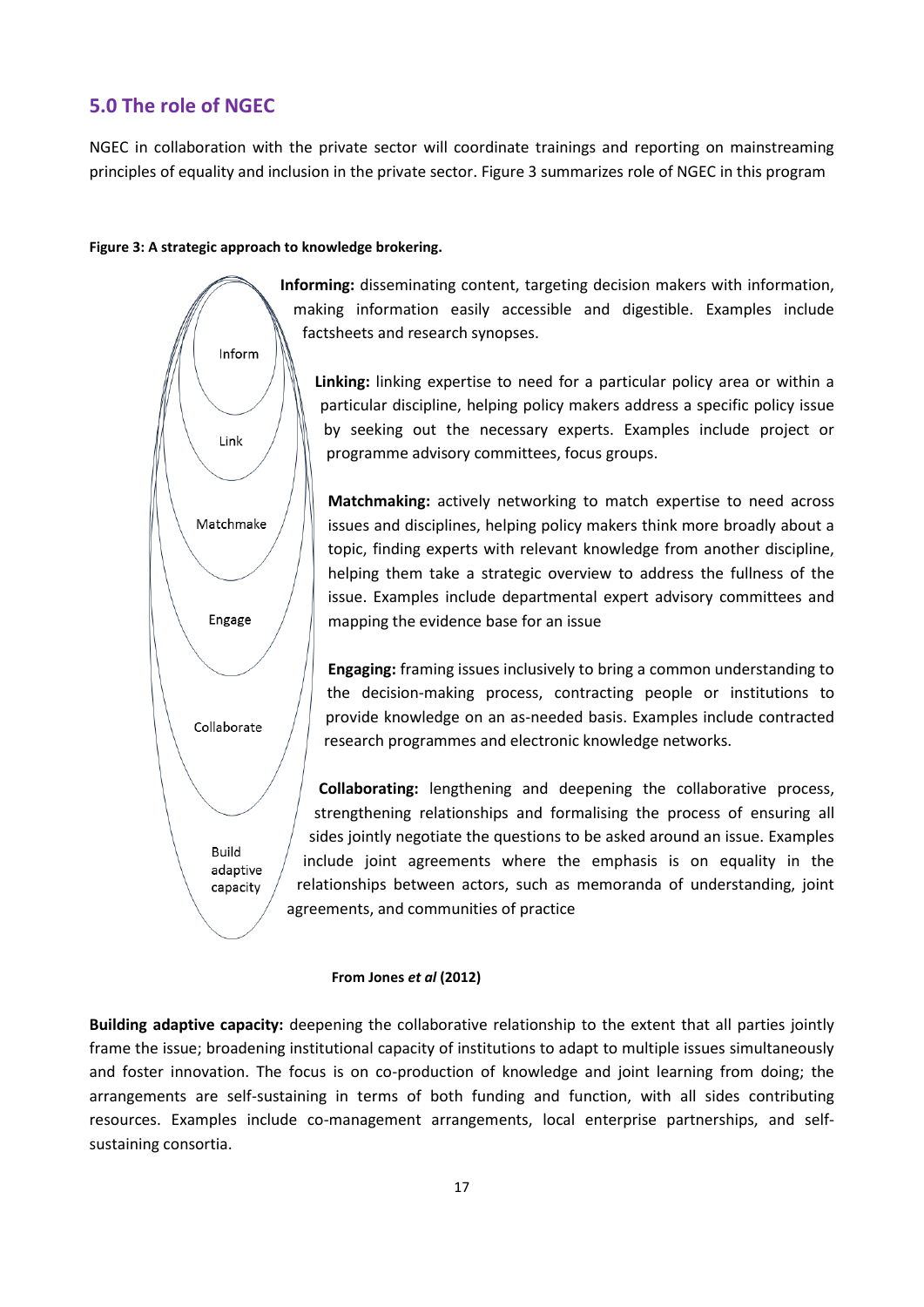## 5.0 The role of NGEC

NGEC in collaboration with the private sector will coordinate trainings and reporting on mainstreaming principles of equality and inclusion in the private sector. Figure 3 summarizes role of NGEC in this program

**Figure 3: A strategic approach to knowledge brokering.**

Inform

Link

Matchmake

Engage

Collaborate

Build adaptive capacity

**Informing:** disseminating content, targeting decision makers with information, making information easily accessible and digestible. Examples include factsheets and research synopses.

**Linking:** linking expertise to need for a particular policy area or within a particular discipline, helping policy makers address a specific policy issue by seeking out the necessary experts. Examples include project or programme advisory committees, focus groups.

**Matchmaking:** actively networking to match expertise to need across issues and disciplines, helping policy makers think more broadly about a topic, finding experts with relevant knowledge from another discipline, helping them take a strategic overview to address the fullness of the issue. Examples include departmental expert advisory committees and mapping the evidence base for an issue

**Engaging:** framing issues inclusively to bring a common understanding to the decision-making process, contracting people or institutions to provide knowledge on an as-needed basis. Examples include contracted research programmes and electronic knowledge networks.

**Collaborating:** lengthening and deepening the collaborative process, strengthening relationships and formalising the process of ensuring all sides jointly negotiate the questions to be asked around an issue. Examples include joint agreements where the emphasis is on equality in the relationships between actors, such as memoranda of understanding, joint agreements, and communities of practice

**From Jones *et al* (2012)**

**Building adaptive capacity:** deepening the collaborative relationship to the extent that all parties jointly frame the issue; broadening institutional capacity of institutions to adapt to multiple issues simultaneously and foster innovation. The focus is on co-production of knowledge and joint learning from doing; the arrangements are self-sustaining in terms of both funding and function, with all sides contributing resources. Examples include co-management arrangements, local enterprise partnerships, and self-sustaining consortia.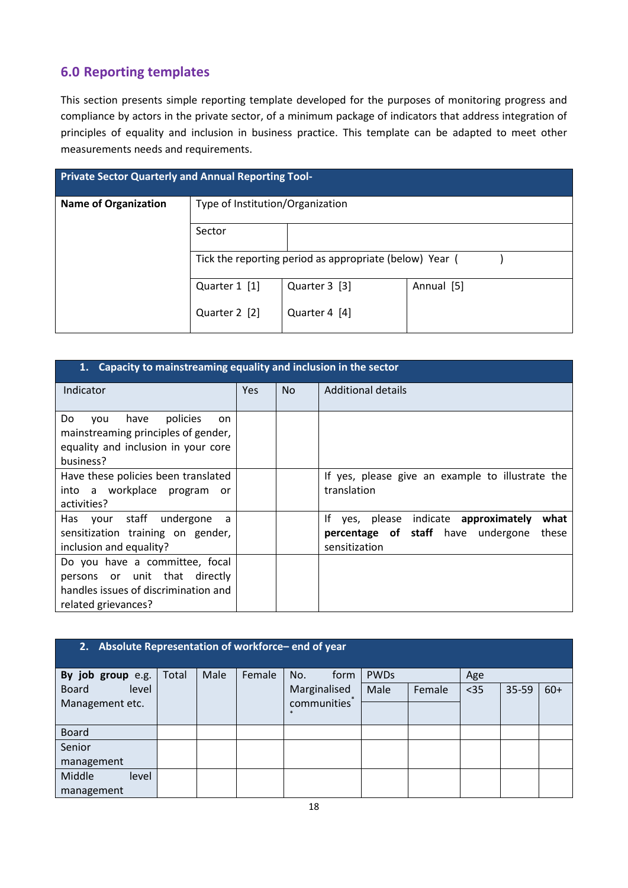## 6.0 Reporting templates

This section presents simple reporting template developed for the purposes of monitoring progress and compliance by actors in the private sector, of a minimum package of indicators that address integration of principles of equality and inclusion in business practice. This template can be adapted to meet other measurements needs and requirements.

| **Private Sector Quarterly and Annual Reporting Tool-** | | | |
|---|---|---|---|
| **Name of Organization** | Type of Institution/Organization | | |
| | Sector | | |
| | Tick the reporting period as appropriate (below) Year ( ) | | |
| | Quarter 1 [1]<br><br>Quarter 2 [2] | Quarter 3 [3]<br><br>Quarter 4 [4] | Annual [5] |

| **1. Capacity to mainstreaming equality and inclusion in the sector** | | | |
|---|---|---|---|
| Indicator | Yes | No | Additional details |
| Do you have policies on mainstreaming principles of gender, equality and inclusion in your core business? | | | |
| Have these policies been translated into a workplace program or activities? | | | If yes, please give an example to illustrate the translation |
| Has your staff undergone a sensitization training on gender, inclusion and equality? | | | If yes, please indicate **approximately what percentage of staff** have undergone these sensitization |
| Do you have a committee, focal persons or unit that directly handles issues of discrimination and related grievances? | | | |

| **2. Absolute Representation of workforce– end of year** | | | | | | | | | |
|---|---|---|---|---|---|---|---|---|---|
| **By job group** e.g. Board level Management etc. | Total | Male | Female | No. form Marginalised communities* * | PWDs | | Age | | |
| | | | | | Male | Female | <35 | 35-59 | 60+ |
| Board | | | | | | | | | |
| Senior management | | | | | | | | | |
| Middle level management | | | | | | | | | |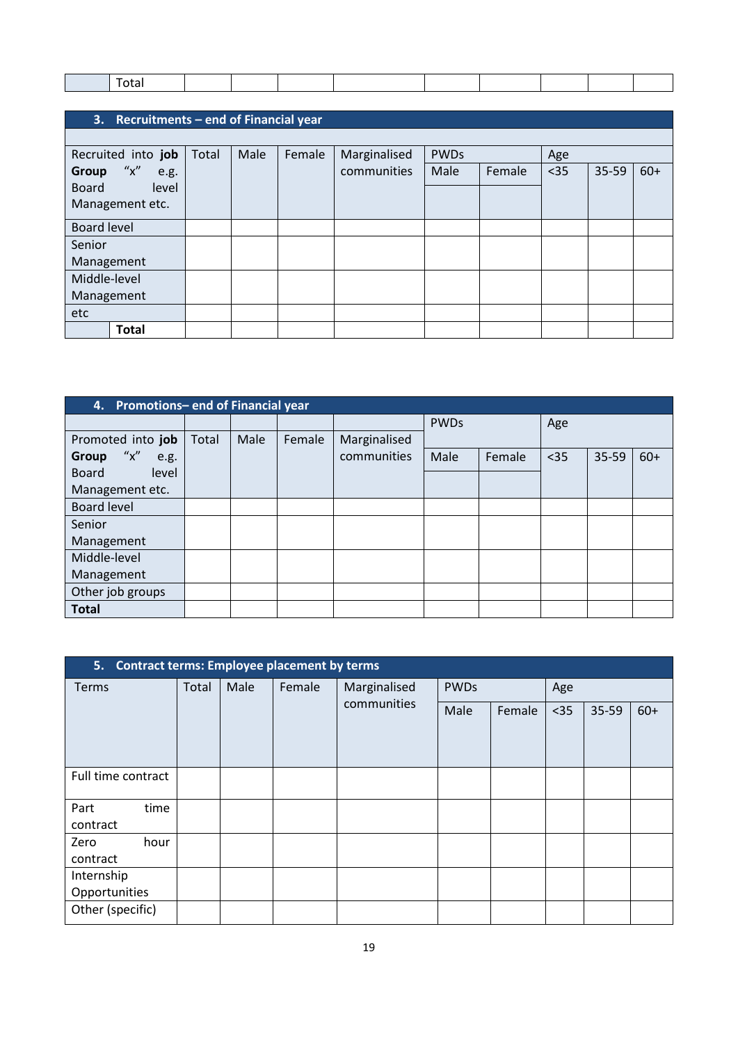| | Total | | | | | | | | |
|---|---|---|---|---|---|---|---|---|---|

### 3. Recruitments – end of Financial year

| Recruited into **job Group** "x" e.g. Board level Management etc. | Total | Male | Female | Marginalised communities | PWDs | | Age | | |
|---|---|---|---|---|---|---|---|---|---|
| | | | | | Male | Female | <35 | 35-59 | 60+ |
| Board level | | | | | | | | | |
| Senior Management | | | | | | | | | |
| Middle-level Management | | | | | | | | | |
| etc | | | | | | | | | |
| **Total** | | | | | | | | | |

### 4. Promotions– end of Financial year

| Promoted into **job Group** "x" e.g. Board level Management etc. | Total | Male | Female | Marginalised communities | PWDs | | Age | | |
|---|---|---|---|---|---|---|---|---|---|
| | | | | | Male | Female | <35 | 35-59 | 60+ |
| Board level | | | | | | | | | |
| Senior Management | | | | | | | | | |
| Middle-level Management | | | | | | | | | |
| Other job groups | | | | | | | | | |
| **Total** | | | | | | | | | |

### 5. Contract terms: Employee placement by terms

| Terms | Total | Male | Female | Marginalised communities | PWDs | | Age | | |
|---|---|---|---|---|---|---|---|---|---|
| | | | | | Male | Female | <35 | 35-59 | 60+ |
| Full time contract | | | | | | | | | |
| Part time contract | | | | | | | | | |
| Zero hour contract | | | | | | | | | |
| Internship Opportunities | | | | | | | | | |
| Other (specific) | | | | | | | | | |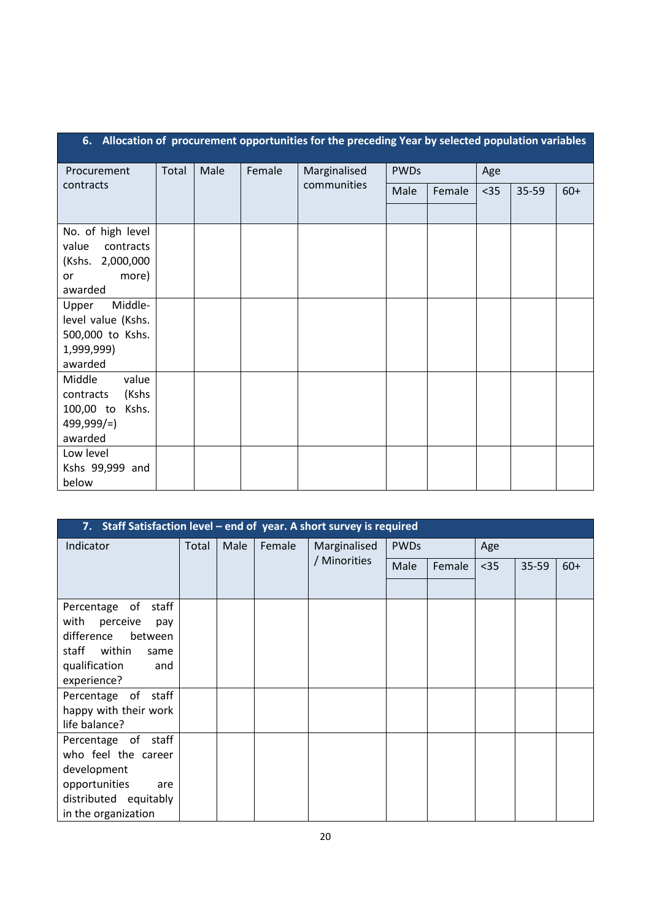| 6. Allocation of procurement opportunities for the preceding Year by selected population variables | | | | | | | | | |
|---|---|---|---|---|---|---|---|---|---|
| Procurement contracts | Total | Male | Female | Marginalised communities | PWDs | | Age | | |
| | | | | | Male | Female | <35 | 35-59 | 60+ |
| No. of high level value contracts (Kshs. 2,000,000 or more) awarded | | | | | | | | | |
| Upper Middle-level value (Kshs. 500,000 to Kshs. 1,999,999) awarded | | | | | | | | | |
| Middle value contracts (Kshs 100,00 to Kshs. 499,999/=) awarded | | | | | | | | | |
| Low level Kshs 99,999 and below | | | | | | | | | |

| 7. Staff Satisfaction level – end of year. A short survey is required | | | | | | | | | |
|---|---|---|---|---|---|---|---|---|---|
| Indicator | Total | Male | Female | Marginalised / Minorities | PWDs | | Age | | |
| | | | | | Male | Female | <35 | 35-59 | 60+ |
| Percentage of staff with perceive pay difference between staff within same qualification and experience? | | | | | | | | | |
| Percentage of staff happy with their work life balance? | | | | | | | | | |
| Percentage of staff who feel the career development opportunities are distributed equitably in the organization | | | | | | | | | |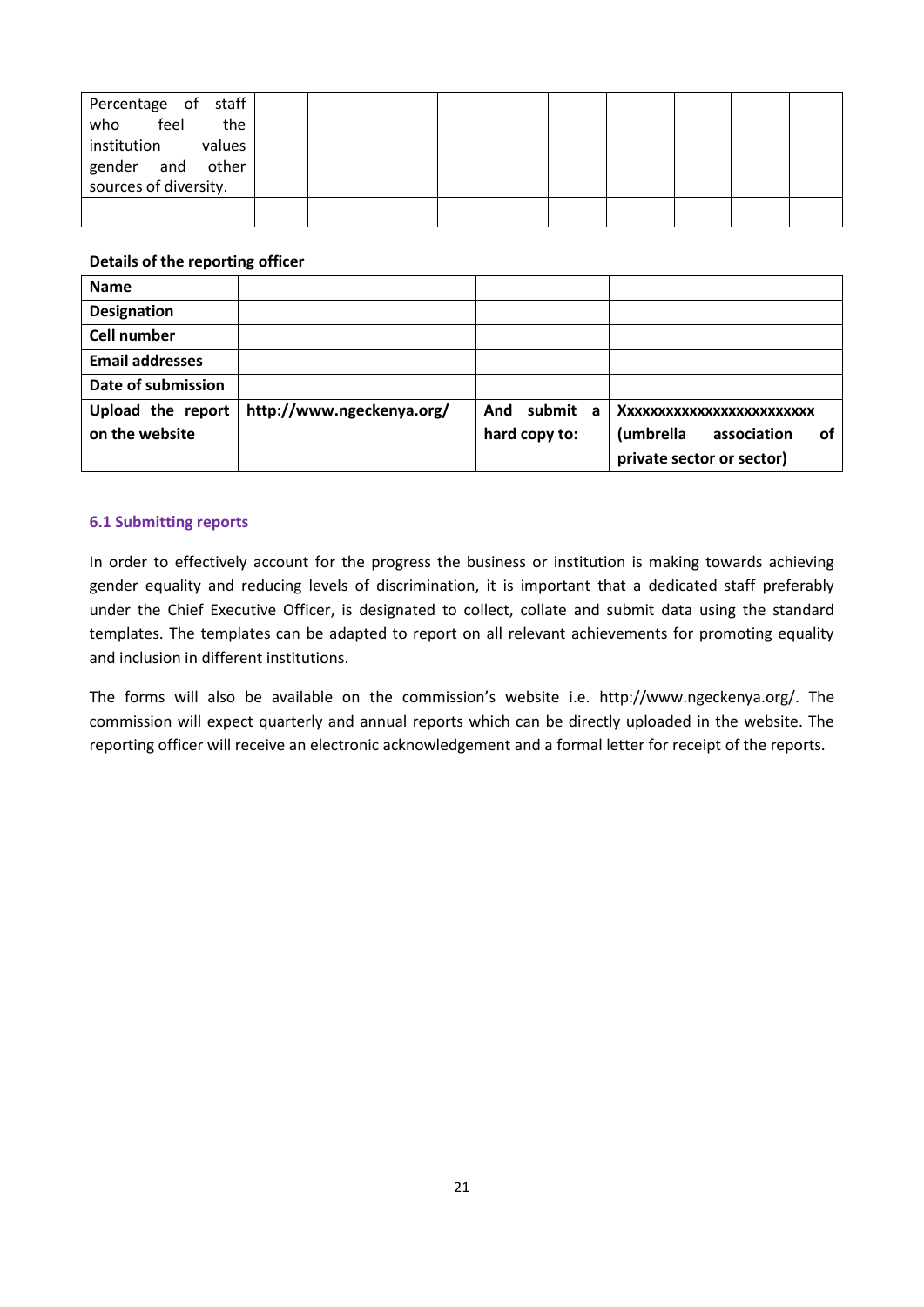| | | | | | | | | |
|---|---|---|---|---|---|---|---|---|
| Percentage of staff who feel the institution values gender and other sources of diversity. | | | | | | | | |
| | | | | | | | | |

**Details of the reporting officer**

| | | | |
|---|---|---|---|
| **Name** | | | |
| **Designation** | | | |
| **Cell number** | | | |
| **Email addresses** | | | |
| **Date of submission** | | | |
| **Upload the report on the website** | **http://www.ngeckenya.org/** | **And submit a hard copy to:** | **Xxxxxxxxxxxxxxxxxxxxxxxx (umbrella association of private sector or sector)** |

### 6.1 Submitting reports

In order to effectively account for the progress the business or institution is making towards achieving gender equality and reducing levels of discrimination, it is important that a dedicated staff preferably under the Chief Executive Officer, is designated to collect, collate and submit data using the standard templates. The templates can be adapted to report on all relevant achievements for promoting equality and inclusion in different institutions.

The forms will also be available on the commission's website i.e. http://www.ngeckenya.org/. The commission will expect quarterly and annual reports which can be directly uploaded in the website. The reporting officer will receive an electronic acknowledgement and a formal letter for receipt of the reports.